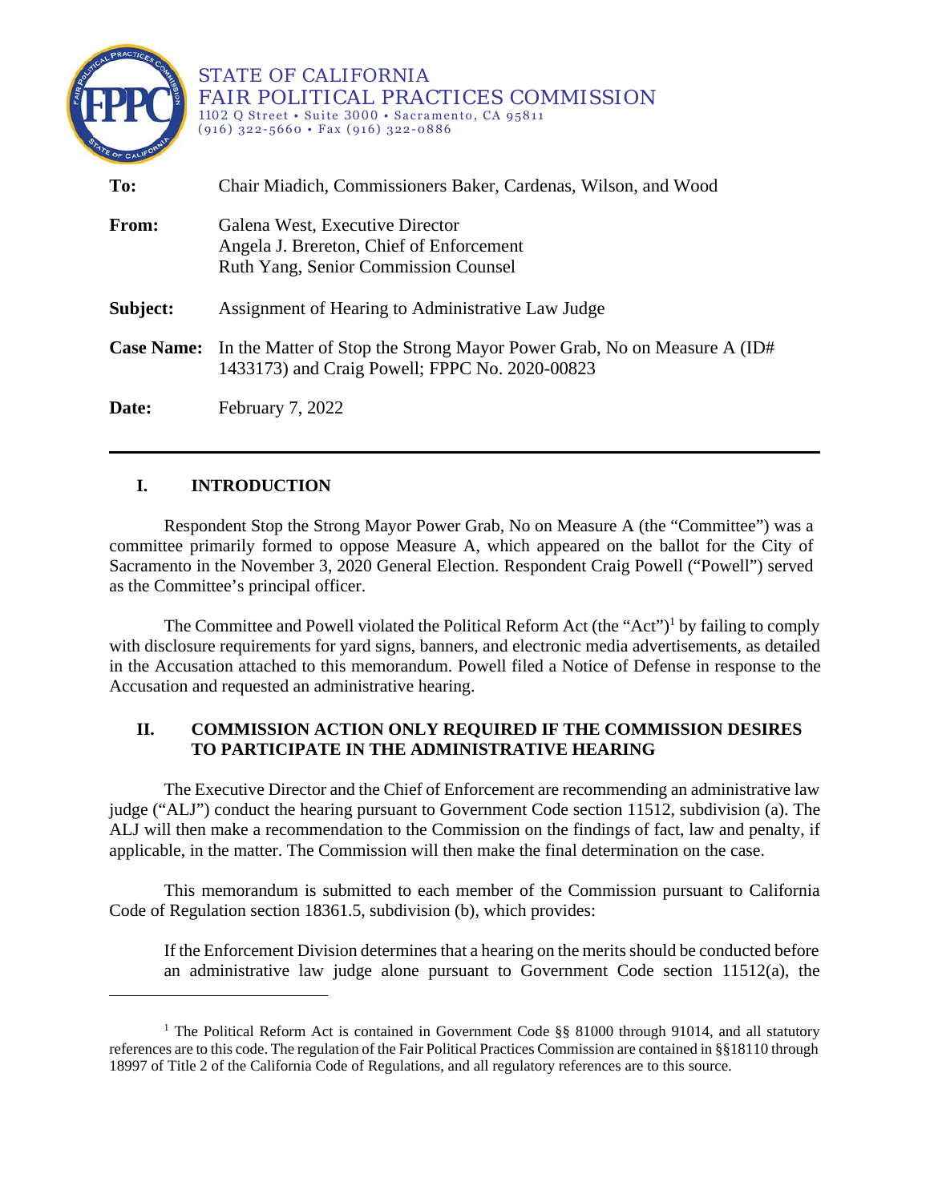STATE OF CALIFORNIA
FAIR POLITICAL PRACTICES COMMISSION
1102 Q Street • Suite 3000 • Sacramento, CA 95811
(916) 322-5660 • Fax (916) 322-0886

**To:** Chair Miadich, Commissioners Baker, Cardenas, Wilson, and Wood

**From:** Galena West, Executive Director
Angela J. Brereton, Chief of Enforcement
Ruth Yang, Senior Commission Counsel

**Subject:** Assignment of Hearing to Administrative Law Judge

**Case Name:** In the Matter of Stop the Strong Mayor Power Grab, No on Measure A (ID# 1433173) and Craig Powell; FPPC No. 2020-00823

**Date:** February 7, 2022

---

## I. INTRODUCTION

Respondent Stop the Strong Mayor Power Grab, No on Measure A (the "Committee") was a committee primarily formed to oppose Measure A, which appeared on the ballot for the City of Sacramento in the November 3, 2020 General Election. Respondent Craig Powell ("Powell") served as the Committee's principal officer.

The Committee and Powell violated the Political Reform Act (the "Act")[1] by failing to comply with disclosure requirements for yard signs, banners, and electronic media advertisements, as detailed in the Accusation attached to this memorandum. Powell filed a Notice of Defense in response to the Accusation and requested an administrative hearing.

## II. COMMISSION ACTION ONLY REQUIRED IF THE COMMISSION DESIRES TO PARTICIPATE IN THE ADMINISTRATIVE HEARING

The Executive Director and the Chief of Enforcement are recommending an administrative law judge ("ALJ") conduct the hearing pursuant to Government Code section 11512, subdivision (a). The ALJ will then make a recommendation to the Commission on the findings of fact, law and penalty, if applicable, in the matter. The Commission will then make the final determination on the case.

This memorandum is submitted to each member of the Commission pursuant to California Code of Regulation section 18361.5, subdivision (b), which provides:

> If the Enforcement Division determines that a hearing on the merits should be conducted before an administrative law judge alone pursuant to Government Code section 11512(a), the

---

[1] The Political Reform Act is contained in Government Code §§ 81000 through 91014, and all statutory references are to this code. The regulation of the Fair Political Practices Commission are contained in §§18110 through 18997 of Title 2 of the California Code of Regulations, and all regulatory references are to this source.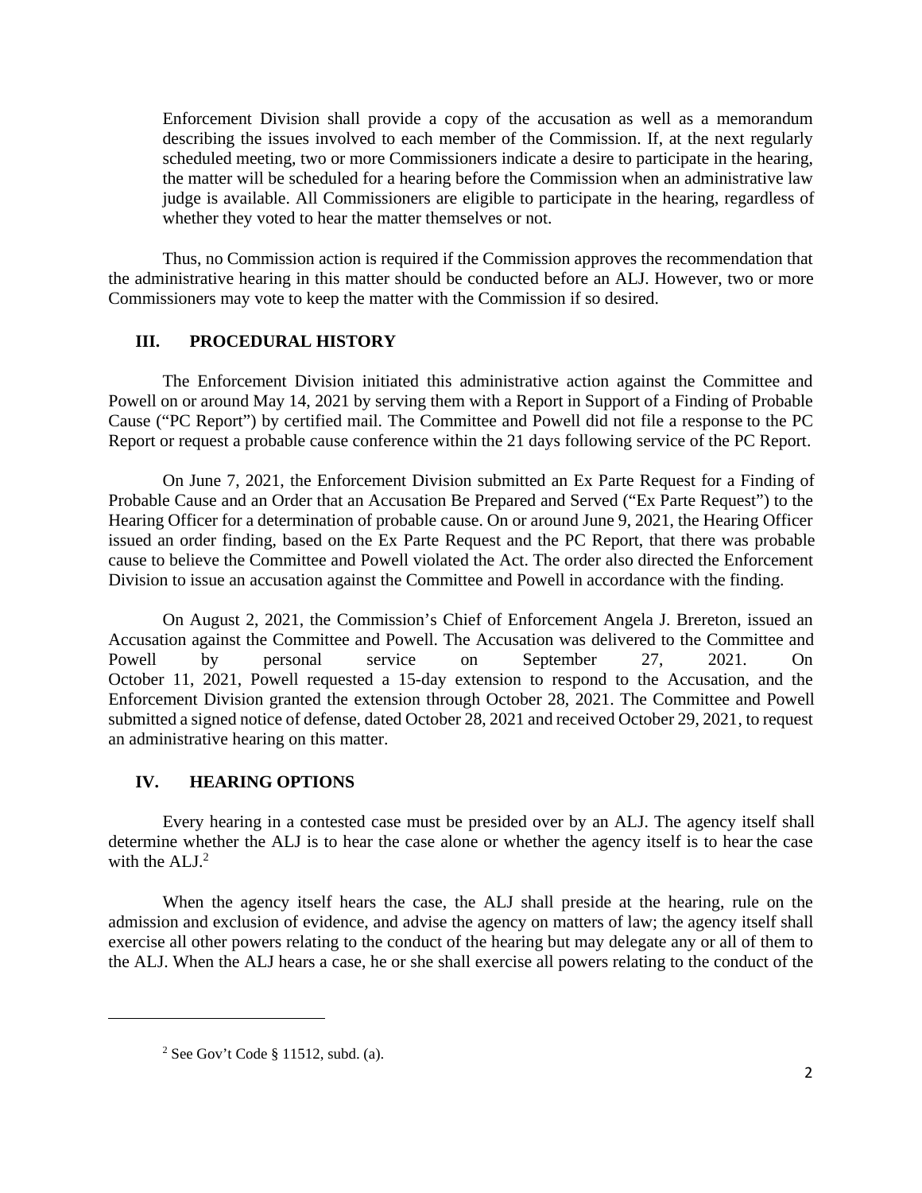Enforcement Division shall provide a copy of the accusation as well as a memorandum describing the issues involved to each member of the Commission. If, at the next regularly scheduled meeting, two or more Commissioners indicate a desire to participate in the hearing, the matter will be scheduled for a hearing before the Commission when an administrative law judge is available. All Commissioners are eligible to participate in the hearing, regardless of whether they voted to hear the matter themselves or not.

Thus, no Commission action is required if the Commission approves the recommendation that the administrative hearing in this matter should be conducted before an ALJ. However, two or more Commissioners may vote to keep the matter with the Commission if so desired.

## III. PROCEDURAL HISTORY

The Enforcement Division initiated this administrative action against the Committee and Powell on or around May 14, 2021 by serving them with a Report in Support of a Finding of Probable Cause ("PC Report") by certified mail. The Committee and Powell did not file a response to the PC Report or request a probable cause conference within the 21 days following service of the PC Report.

On June 7, 2021, the Enforcement Division submitted an Ex Parte Request for a Finding of Probable Cause and an Order that an Accusation Be Prepared and Served ("Ex Parte Request") to the Hearing Officer for a determination of probable cause. On or around June 9, 2021, the Hearing Officer issued an order finding, based on the Ex Parte Request and the PC Report, that there was probable cause to believe the Committee and Powell violated the Act. The order also directed the Enforcement Division to issue an accusation against the Committee and Powell in accordance with the finding.

On August 2, 2021, the Commission's Chief of Enforcement Angela J. Brereton, issued an Accusation against the Committee and Powell. The Accusation was delivered to the Committee and Powell by personal service on September 27, 2021. On October 11, 2021, Powell requested a 15-day extension to respond to the Accusation, and the Enforcement Division granted the extension through October 28, 2021. The Committee and Powell submitted a signed notice of defense, dated October 28, 2021 and received October 29, 2021, to request an administrative hearing on this matter.

## IV. HEARING OPTIONS

Every hearing in a contested case must be presided over by an ALJ. The agency itself shall determine whether the ALJ is to hear the case alone or whether the agency itself is to hear the case with the ALJ.[2]

When the agency itself hears the case, the ALJ shall preside at the hearing, rule on the admission and exclusion of evidence, and advise the agency on matters of law; the agency itself shall exercise all other powers relating to the conduct of the hearing but may delegate any or all of them to the ALJ. When the ALJ hears a case, he or she shall exercise all powers relating to the conduct of the

[2] See Gov't Code § 11512, subd. (a).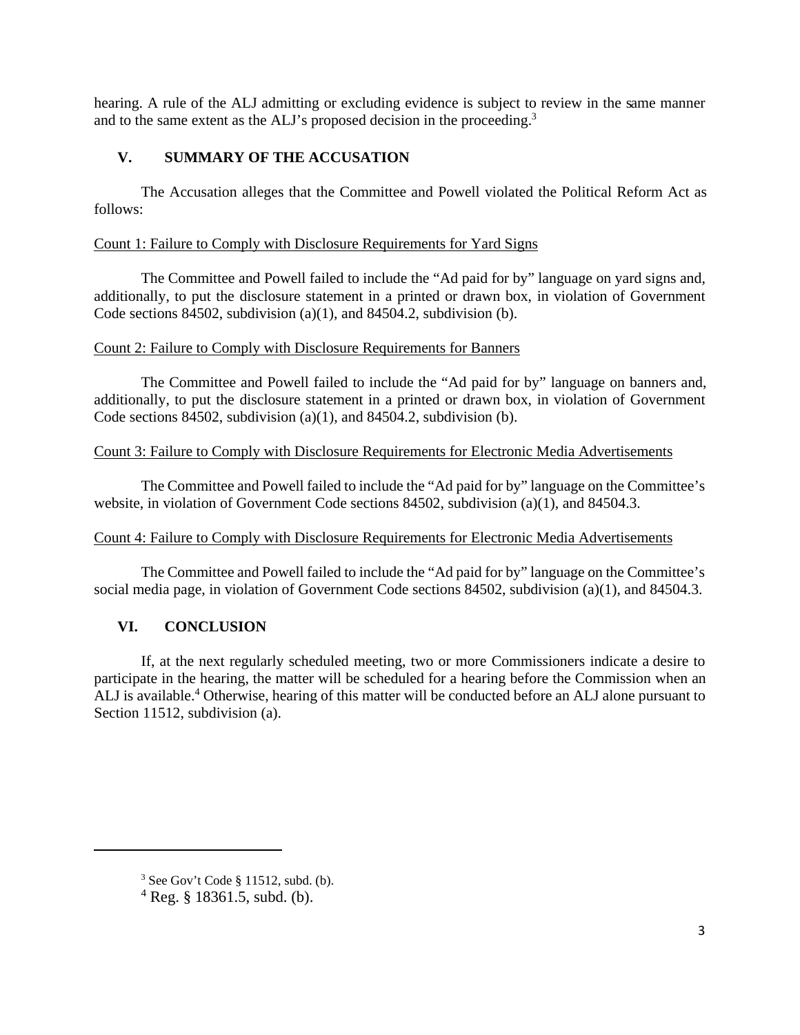hearing. A rule of the ALJ admitting or excluding evidence is subject to review in the same manner and to the same extent as the ALJ's proposed decision in the proceeding.[3]

## V. SUMMARY OF THE ACCUSATION

The Accusation alleges that the Committee and Powell violated the Political Reform Act as follows:

Count 1: Failure to Comply with Disclosure Requirements for Yard Signs

The Committee and Powell failed to include the "Ad paid for by" language on yard signs and, additionally, to put the disclosure statement in a printed or drawn box, in violation of Government Code sections 84502, subdivision (a)(1), and 84504.2, subdivision (b).

Count 2: Failure to Comply with Disclosure Requirements for Banners

The Committee and Powell failed to include the "Ad paid for by" language on banners and, additionally, to put the disclosure statement in a printed or drawn box, in violation of Government Code sections 84502, subdivision (a)(1), and 84504.2, subdivision (b).

Count 3: Failure to Comply with Disclosure Requirements for Electronic Media Advertisements

The Committee and Powell failed to include the "Ad paid for by" language on the Committee's website, in violation of Government Code sections 84502, subdivision (a)(1), and 84504.3.

Count 4: Failure to Comply with Disclosure Requirements for Electronic Media Advertisements

The Committee and Powell failed to include the "Ad paid for by" language on the Committee's social media page, in violation of Government Code sections 84502, subdivision (a)(1), and 84504.3.

## VI. CONCLUSION

If, at the next regularly scheduled meeting, two or more Commissioners indicate a desire to participate in the hearing, the matter will be scheduled for a hearing before the Commission when an ALJ is available.[4] Otherwise, hearing of this matter will be conducted before an ALJ alone pursuant to Section 11512, subdivision (a).

---

[3] See Gov't Code § 11512, subd. (b).

[4] Reg. § 18361.5, subd. (b).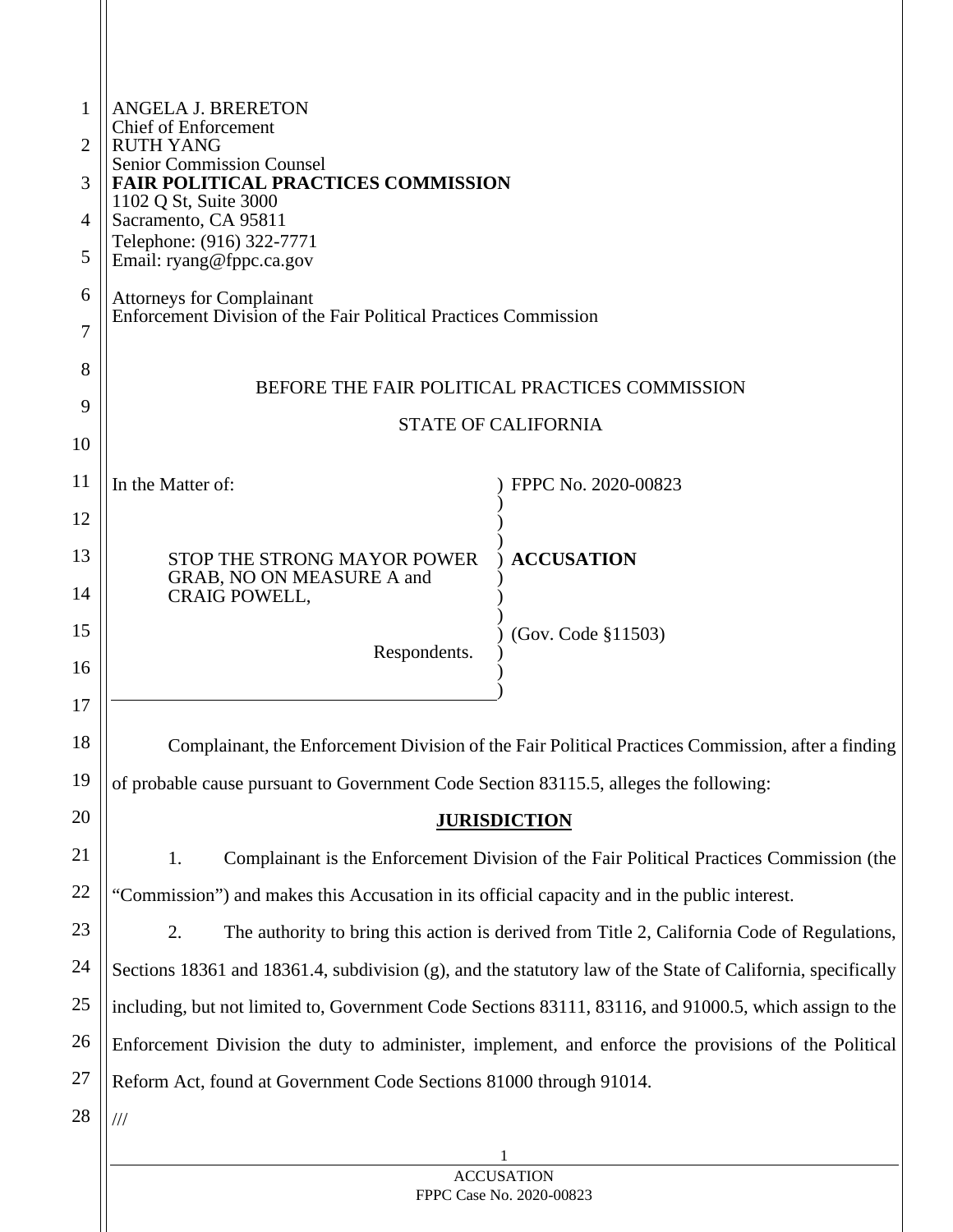ANGELA J. BRERETON
Chief of Enforcement
RUTH YANG
Senior Commission Counsel
**FAIR POLITICAL PRACTICES COMMISSION**
1102 Q St, Suite 3000
Sacramento, CA 95811
Telephone: (916) 322-7771
Email: ryang@fppc.ca.gov

Attorneys for Complainant
Enforcement Division of the Fair Political Practices Commission

BEFORE THE FAIR POLITICAL PRACTICES COMMISSION

STATE OF CALIFORNIA

| | |
|---|---|
| In the Matter of: | FPPC No. 2020-00823 |
| STOP THE STRONG MAYOR POWER GRAB, NO ON MEASURE A and CRAIG POWELL, | **ACCUSATION** |
| Respondents. | (Gov. Code §11503) |

Complainant, the Enforcement Division of the Fair Political Practices Commission, after a finding of probable cause pursuant to Government Code Section 83115.5, alleges the following:

## **JURISDICTION**

1. Complainant is the Enforcement Division of the Fair Political Practices Commission (the "Commission") and makes this Accusation in its official capacity and in the public interest.

2. The authority to bring this action is derived from Title 2, California Code of Regulations, Sections 18361 and 18361.4, subdivision (g), and the statutory law of the State of California, specifically including, but not limited to, Government Code Sections 83111, 83116, and 91000.5, which assign to the Enforcement Division the duty to administer, implement, and enforce the provisions of the Political Reform Act, found at Government Code Sections 81000 through 91014.

///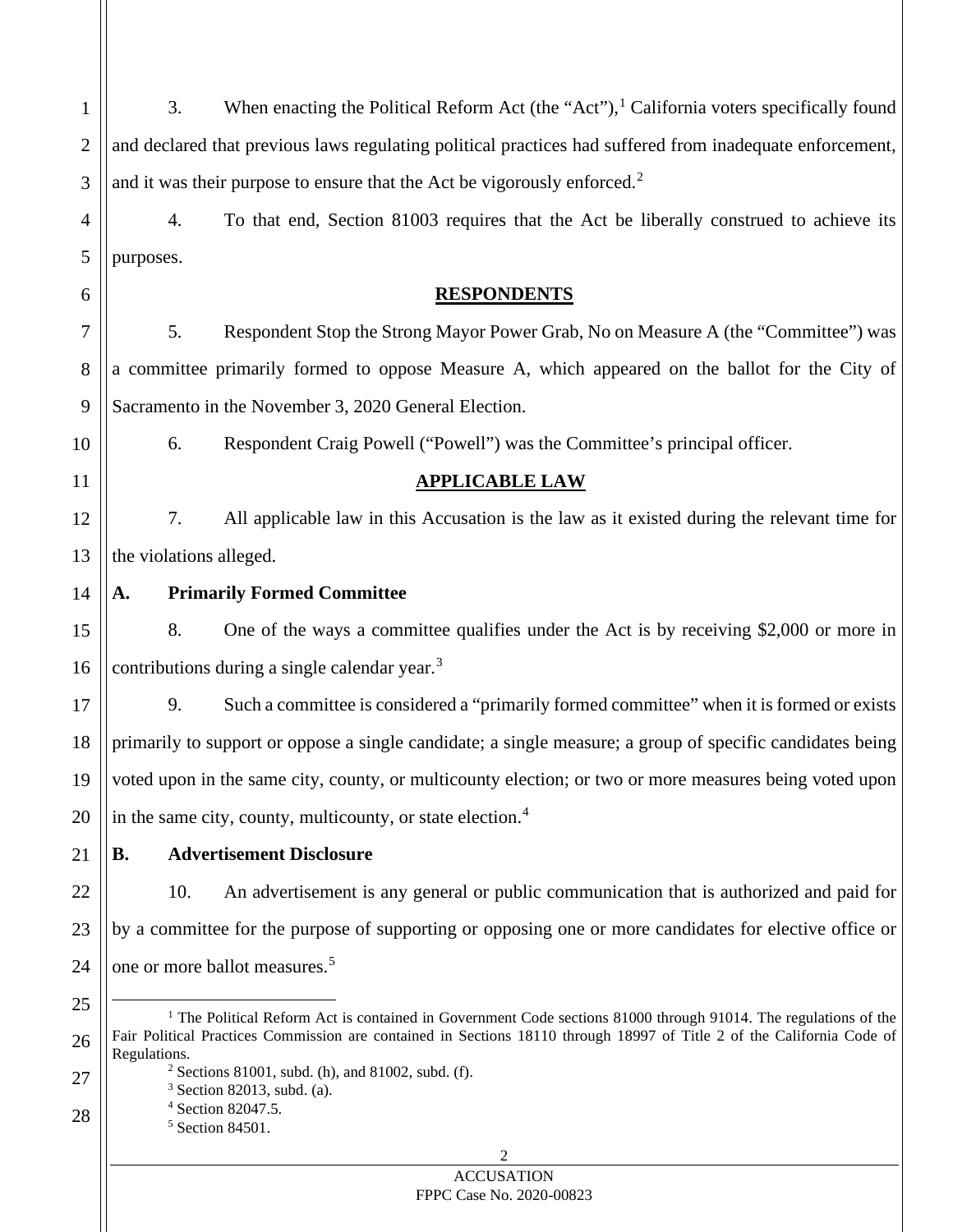3. When enacting the Political Reform Act (the "Act"),[1] California voters specifically found and declared that previous laws regulating political practices had suffered from inadequate enforcement, and it was their purpose to ensure that the Act be vigorously enforced.[2]

4. To that end, Section 81003 requires that the Act be liberally construed to achieve its purposes.

## RESPONDENTS

5. Respondent Stop the Strong Mayor Power Grab, No on Measure A (the "Committee") was a committee primarily formed to oppose Measure A, which appeared on the ballot for the City of Sacramento in the November 3, 2020 General Election.

6. Respondent Craig Powell ("Powell") was the Committee's principal officer.

## APPLICABLE LAW

7. All applicable law in this Accusation is the law as it existed during the relevant time for the violations alleged.

### A. Primarily Formed Committee

8. One of the ways a committee qualifies under the Act is by receiving $2,000 or more in contributions during a single calendar year.[3]

9. Such a committee is considered a "primarily formed committee" when it is formed or exists primarily to support or oppose a single candidate; a single measure; a group of specific candidates being voted upon in the same city, county, or multicounty election; or two or more measures being voted upon in the same city, county, multicounty, or state election.[4]

### B. Advertisement Disclosure

10. An advertisement is any general or public communication that is authorized and paid for by a committee for the purpose of supporting or opposing one or more candidates for elective office or one or more ballot measures.[5]

---

[1] The Political Reform Act is contained in Government Code sections 81000 through 91014. The regulations of the Fair Political Practices Commission are contained in Sections 18110 through 18997 of Title 2 of the California Code of Regulations.

[2] Sections 81001, subd. (h), and 81002, subd. (f).

[3] Section 82013, subd. (a).

[4] Section 82047.5.

[5] Section 84501.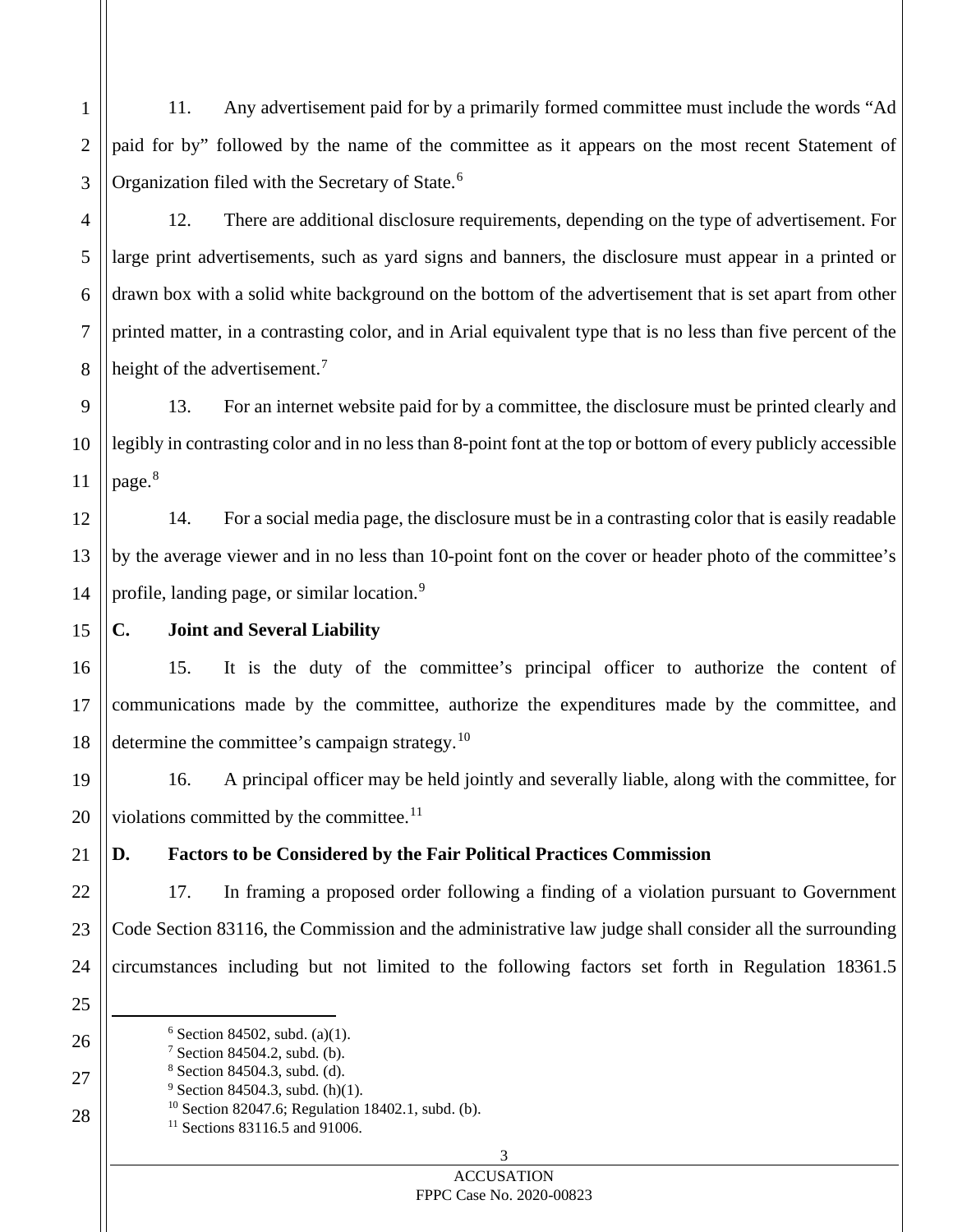11. Any advertisement paid for by a primarily formed committee must include the words "Ad paid for by" followed by the name of the committee as it appears on the most recent Statement of Organization filed with the Secretary of State.[6]

12. There are additional disclosure requirements, depending on the type of advertisement. For large print advertisements, such as yard signs and banners, the disclosure must appear in a printed or drawn box with a solid white background on the bottom of the advertisement that is set apart from other printed matter, in a contrasting color, and in Arial equivalent type that is no less than five percent of the height of the advertisement.[7]

13. For an internet website paid for by a committee, the disclosure must be printed clearly and legibly in contrasting color and in no less than 8-point font at the top or bottom of every publicly accessible page.[8]

14. For a social media page, the disclosure must be in a contrasting color that is easily readable by the average viewer and in no less than 10-point font on the cover or header photo of the committee's profile, landing page, or similar location.[9]

**C. Joint and Several Liability**

15. It is the duty of the committee's principal officer to authorize the content of communications made by the committee, authorize the expenditures made by the committee, and determine the committee's campaign strategy.[10]

16. A principal officer may be held jointly and severally liable, along with the committee, for violations committed by the committee.[11]

**D. Factors to be Considered by the Fair Political Practices Commission**

17. In framing a proposed order following a finding of a violation pursuant to Government Code Section 83116, the Commission and the administrative law judge shall consider all the surrounding circumstances including but not limited to the following factors set forth in Regulation 18361.5

---

[6] Section 84502, subd. (a)(1).

[7] Section 84504.2, subd. (b).

[8] Section 84504.3, subd. (d).

[9] Section 84504.3, subd. (h)(1).

[10] Section 82047.6; Regulation 18402.1, subd. (b).

[11] Sections 83116.5 and 91006.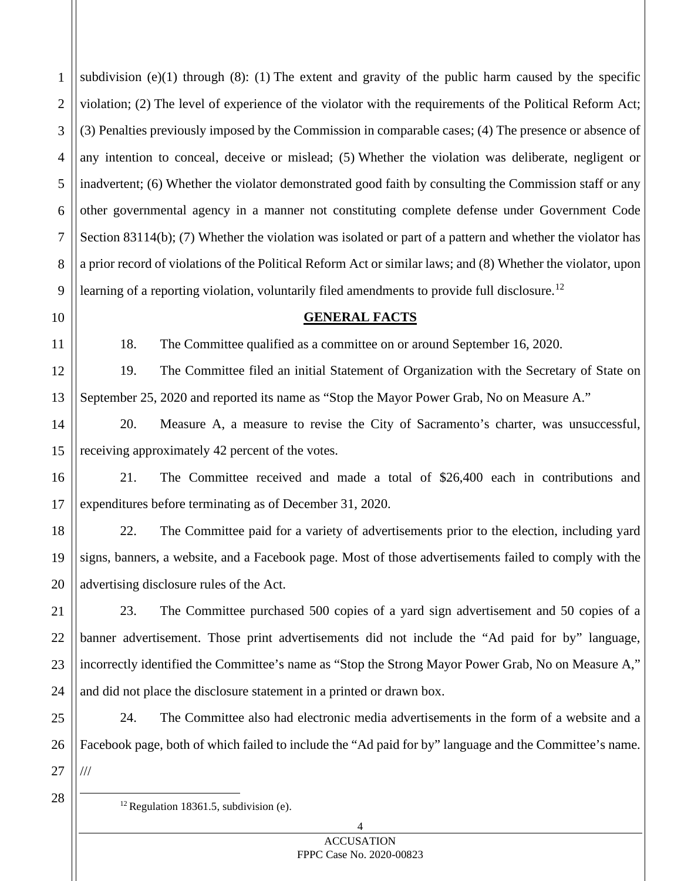subdivision (e)(1) through (8): (1) The extent and gravity of the public harm caused by the specific violation; (2) The level of experience of the violator with the requirements of the Political Reform Act; (3) Penalties previously imposed by the Commission in comparable cases; (4) The presence or absence of any intention to conceal, deceive or mislead; (5) Whether the violation was deliberate, negligent or inadvertent; (6) Whether the violator demonstrated good faith by consulting the Commission staff or any other governmental agency in a manner not constituting complete defense under Government Code Section 83114(b); (7) Whether the violation was isolated or part of a pattern and whether the violator has a prior record of violations of the Political Reform Act or similar laws; and (8) Whether the violator, upon learning of a reporting violation, voluntarily filed amendments to provide full disclosure.[12]

## GENERAL FACTS

18. The Committee qualified as a committee on or around September 16, 2020.

19. The Committee filed an initial Statement of Organization with the Secretary of State on September 25, 2020 and reported its name as "Stop the Mayor Power Grab, No on Measure A."

20. Measure A, a measure to revise the City of Sacramento's charter, was unsuccessful, receiving approximately 42 percent of the votes.

21. The Committee received and made a total of $26,400 each in contributions and expenditures before terminating as of December 31, 2020.

22. The Committee paid for a variety of advertisements prior to the election, including yard signs, banners, a website, and a Facebook page. Most of those advertisements failed to comply with the advertising disclosure rules of the Act.

23. The Committee purchased 500 copies of a yard sign advertisement and 50 copies of a banner advertisement. Those print advertisements did not include the "Ad paid for by" language, incorrectly identified the Committee's name as "Stop the Strong Mayor Power Grab, No on Measure A," and did not place the disclosure statement in a printed or drawn box.

24. The Committee also had electronic media advertisements in the form of a website and a Facebook page, both of which failed to include the "Ad paid for by" language and the Committee's name.

///

[12] Regulation 18361.5, subdivision (e).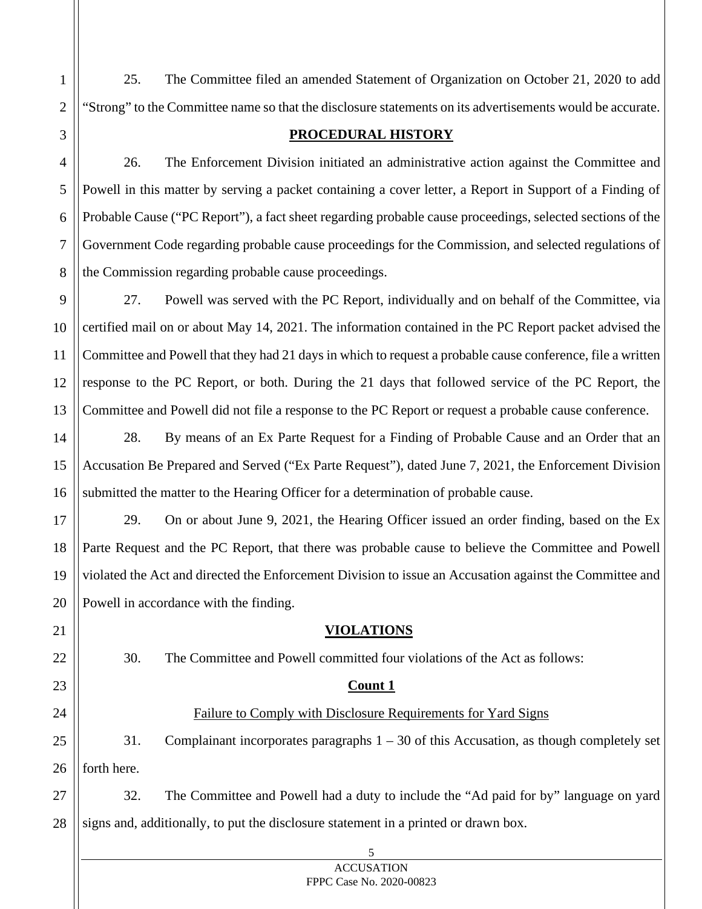25. The Committee filed an amended Statement of Organization on October 21, 2020 to add "Strong" to the Committee name so that the disclosure statements on its advertisements would be accurate.

## PROCEDURAL HISTORY

26. The Enforcement Division initiated an administrative action against the Committee and Powell in this matter by serving a packet containing a cover letter, a Report in Support of a Finding of Probable Cause ("PC Report"), a fact sheet regarding probable cause proceedings, selected sections of the Government Code regarding probable cause proceedings for the Commission, and selected regulations of the Commission regarding probable cause proceedings.

27. Powell was served with the PC Report, individually and on behalf of the Committee, via certified mail on or about May 14, 2021. The information contained in the PC Report packet advised the Committee and Powell that they had 21 days in which to request a probable cause conference, file a written response to the PC Report, or both. During the 21 days that followed service of the PC Report, the Committee and Powell did not file a response to the PC Report or request a probable cause conference.

28. By means of an Ex Parte Request for a Finding of Probable Cause and an Order that an Accusation Be Prepared and Served ("Ex Parte Request"), dated June 7, 2021, the Enforcement Division submitted the matter to the Hearing Officer for a determination of probable cause.

29. On or about June 9, 2021, the Hearing Officer issued an order finding, based on the Ex Parte Request and the PC Report, that there was probable cause to believe the Committee and Powell violated the Act and directed the Enforcement Division to issue an Accusation against the Committee and Powell in accordance with the finding.

## VIOLATIONS

30. The Committee and Powell committed four violations of the Act as follows:

### Count 1

Failure to Comply with Disclosure Requirements for Yard Signs

31. Complainant incorporates paragraphs 1 – 30 of this Accusation, as though completely set forth here.

32. The Committee and Powell had a duty to include the "Ad paid for by" language on yard signs and, additionally, to put the disclosure statement in a printed or drawn box.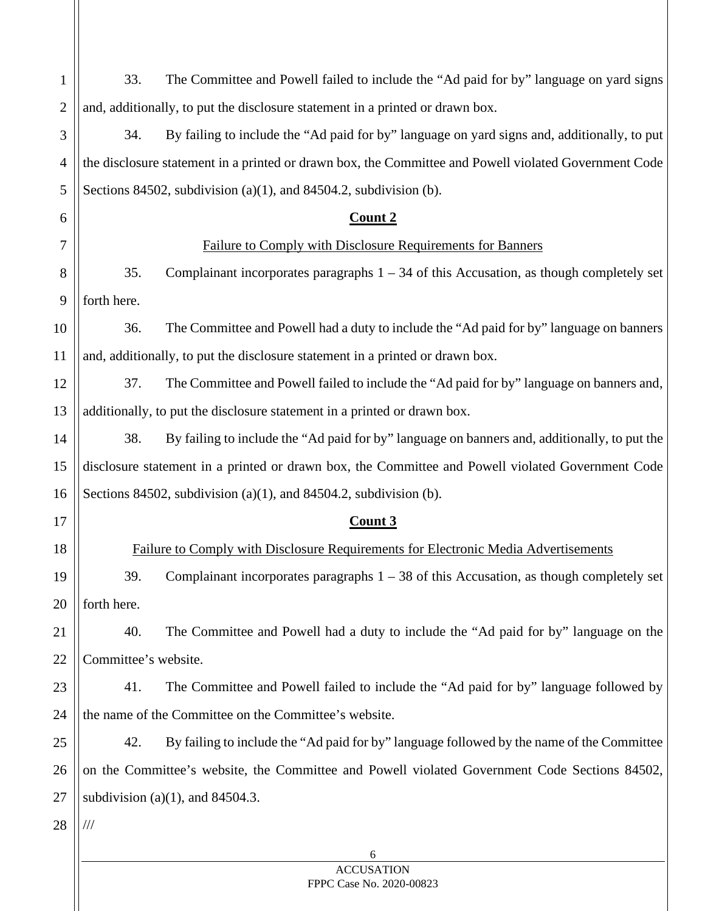33. The Committee and Powell failed to include the "Ad paid for by" language on yard signs and, additionally, to put the disclosure statement in a printed or drawn box.

34. By failing to include the "Ad paid for by" language on yard signs and, additionally, to put the disclosure statement in a printed or drawn box, the Committee and Powell violated Government Code Sections 84502, subdivision (a)(1), and 84504.2, subdivision (b).

## Count 2

Failure to Comply with Disclosure Requirements for Banners

35. Complainant incorporates paragraphs 1 – 34 of this Accusation, as though completely set forth here.

36. The Committee and Powell had a duty to include the "Ad paid for by" language on banners and, additionally, to put the disclosure statement in a printed or drawn box.

37. The Committee and Powell failed to include the "Ad paid for by" language on banners and, additionally, to put the disclosure statement in a printed or drawn box.

38. By failing to include the "Ad paid for by" language on banners and, additionally, to put the disclosure statement in a printed or drawn box, the Committee and Powell violated Government Code Sections 84502, subdivision (a)(1), and 84504.2, subdivision (b).

## Count 3

Failure to Comply with Disclosure Requirements for Electronic Media Advertisements

39. Complainant incorporates paragraphs 1 – 38 of this Accusation, as though completely set forth here.

40. The Committee and Powell had a duty to include the "Ad paid for by" language on the Committee's website.

41. The Committee and Powell failed to include the "Ad paid for by" language followed by the name of the Committee on the Committee's website.

42. By failing to include the "Ad paid for by" language followed by the name of the Committee on the Committee's website, the Committee and Powell violated Government Code Sections 84502, subdivision (a)(1), and 84504.3.

///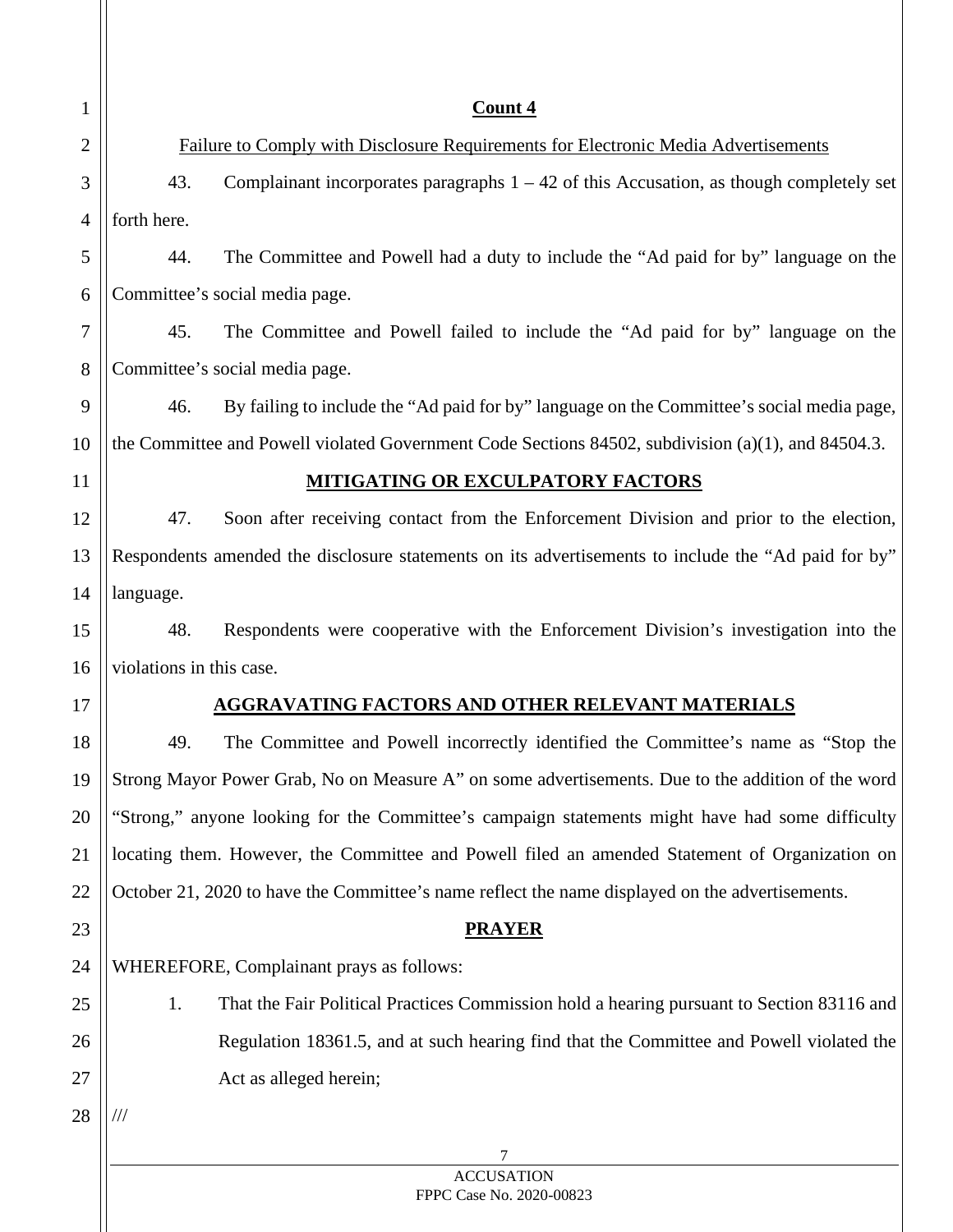**Count 4**

Failure to Comply with Disclosure Requirements for Electronic Media Advertisements

43. Complainant incorporates paragraphs 1 – 42 of this Accusation, as though completely set forth here.

44. The Committee and Powell had a duty to include the "Ad paid for by" language on the Committee's social media page.

45. The Committee and Powell failed to include the "Ad paid for by" language on the Committee's social media page.

46. By failing to include the "Ad paid for by" language on the Committee's social media page, the Committee and Powell violated Government Code Sections 84502, subdivision (a)(1), and 84504.3.

**MITIGATING OR EXCULPATORY FACTORS**

47. Soon after receiving contact from the Enforcement Division and prior to the election, Respondents amended the disclosure statements on its advertisements to include the "Ad paid for by" language.

48. Respondents were cooperative with the Enforcement Division's investigation into the violations in this case.

**AGGRAVATING FACTORS AND OTHER RELEVANT MATERIALS**

49. The Committee and Powell incorrectly identified the Committee's name as "Stop the Strong Mayor Power Grab, No on Measure A" on some advertisements. Due to the addition of the word "Strong," anyone looking for the Committee's campaign statements might have had some difficulty locating them. However, the Committee and Powell filed an amended Statement of Organization on October 21, 2020 to have the Committee's name reflect the name displayed on the advertisements.

**PRAYER**

WHEREFORE, Complainant prays as follows:

1. That the Fair Political Practices Commission hold a hearing pursuant to Section 83116 and Regulation 18361.5, and at such hearing find that the Committee and Powell violated the Act as alleged herein;

///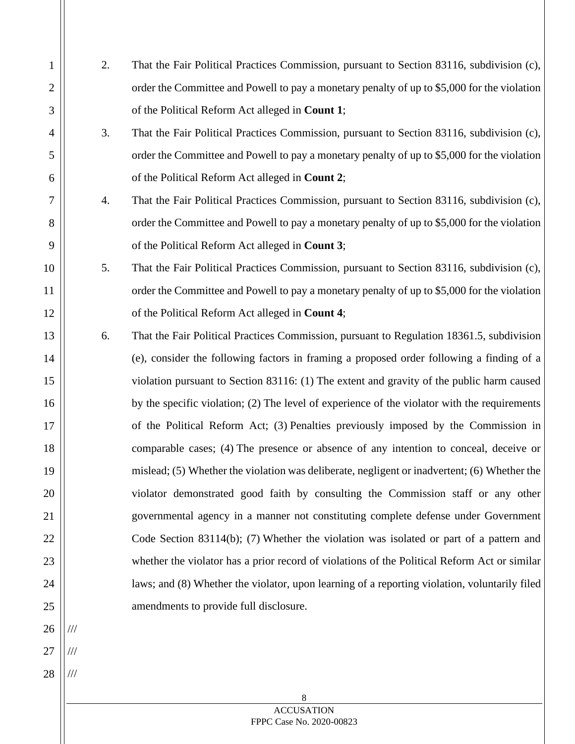2. That the Fair Political Practices Commission, pursuant to Section 83116, subdivision (c), order the Committee and Powell to pay a monetary penalty of up to $5,000 for the violation of the Political Reform Act alleged in **Count 1**;

3. That the Fair Political Practices Commission, pursuant to Section 83116, subdivision (c), order the Committee and Powell to pay a monetary penalty of up to $5,000 for the violation of the Political Reform Act alleged in **Count 2**;

4. That the Fair Political Practices Commission, pursuant to Section 83116, subdivision (c), order the Committee and Powell to pay a monetary penalty of up to $5,000 for the violation of the Political Reform Act alleged in **Count 3**;

5. That the Fair Political Practices Commission, pursuant to Section 83116, subdivision (c), order the Committee and Powell to pay a monetary penalty of up to $5,000 for the violation of the Political Reform Act alleged in **Count 4**;

6. That the Fair Political Practices Commission, pursuant to Regulation 18361.5, subdivision (e), consider the following factors in framing a proposed order following a finding of a violation pursuant to Section 83116: (1) The extent and gravity of the public harm caused by the specific violation; (2) The level of experience of the violator with the requirements of the Political Reform Act; (3) Penalties previously imposed by the Commission in comparable cases; (4) The presence or absence of any intention to conceal, deceive or mislead; (5) Whether the violation was deliberate, negligent or inadvertent; (6) Whether the violator demonstrated good faith by consulting the Commission staff or any other governmental agency in a manner not constituting complete defense under Government Code Section 83114(b); (7) Whether the violation was isolated or part of a pattern and whether the violator has a prior record of violations of the Political Reform Act or similar laws; and (8) Whether the violator, upon learning of a reporting violation, voluntarily filed amendments to provide full disclosure.

///

///

///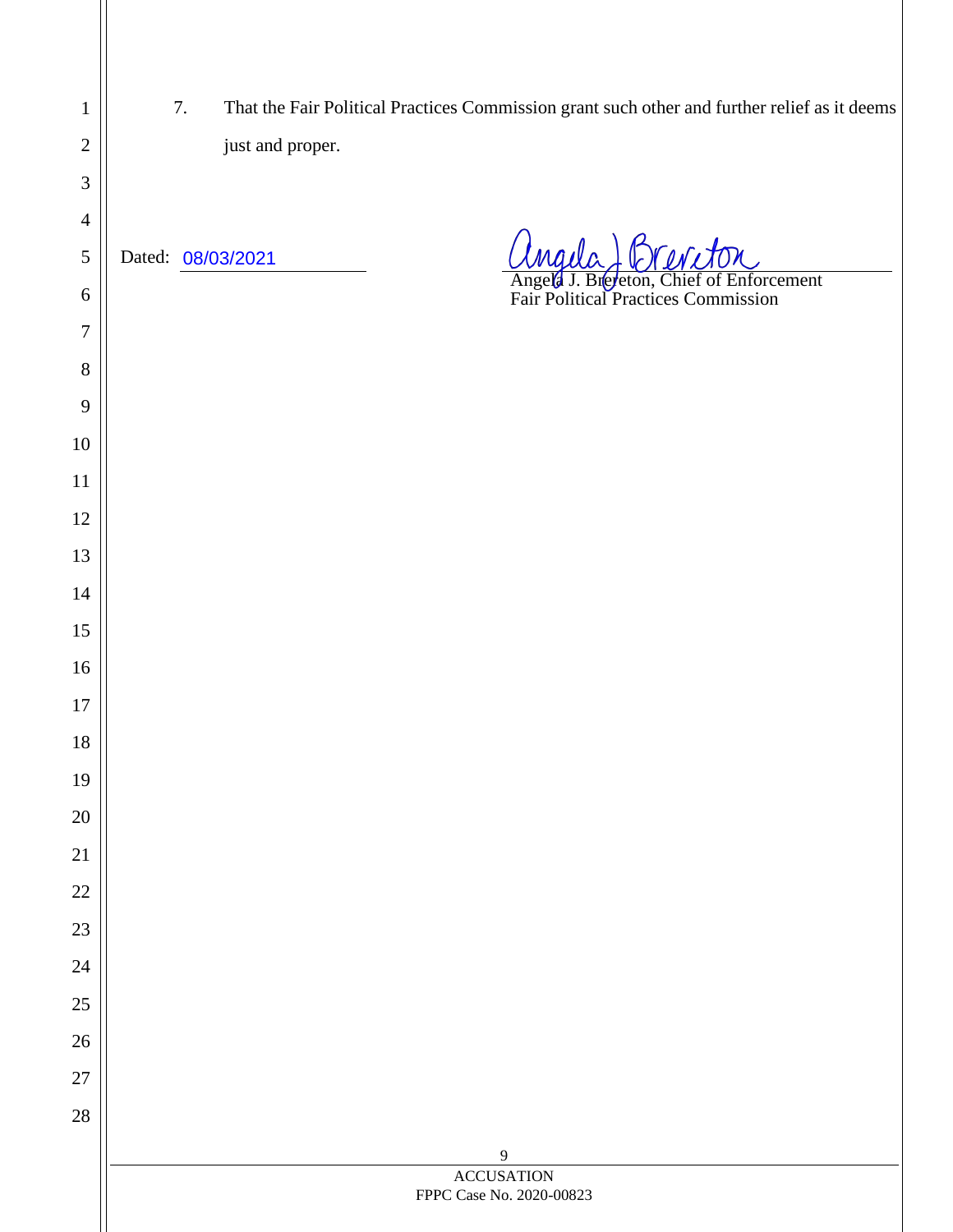7. That the Fair Political Practices Commission grant such other and further relief as it deems just and proper.

Dated: 08/03/2021

Angela J. Brereton

Angela J. Brereton, Chief of Enforcement
Fair Political Practices Commission

ACCUSATION
FPPC Case No. 2020-00823